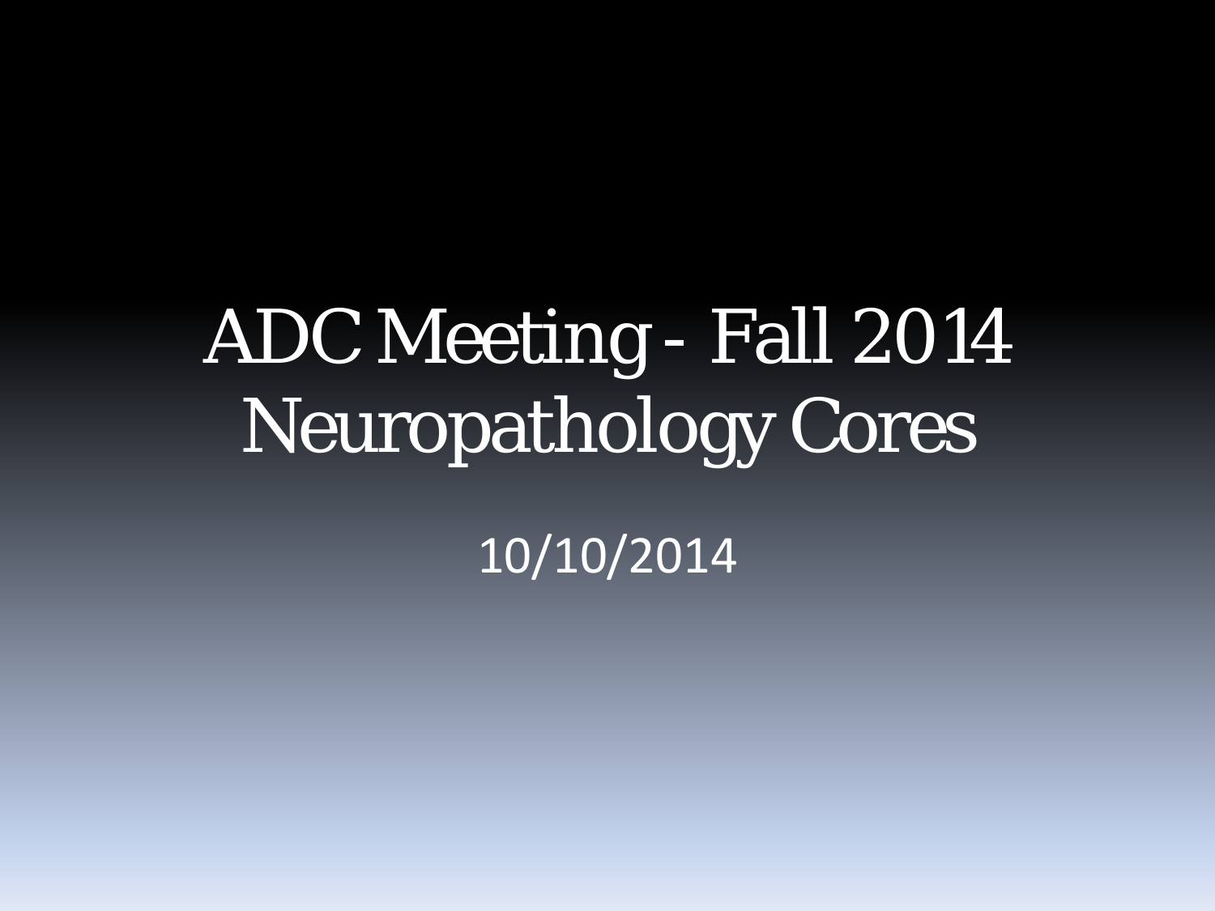# ADC Meeting - Fall 2014
# Neuropathology Cores

10/10/2014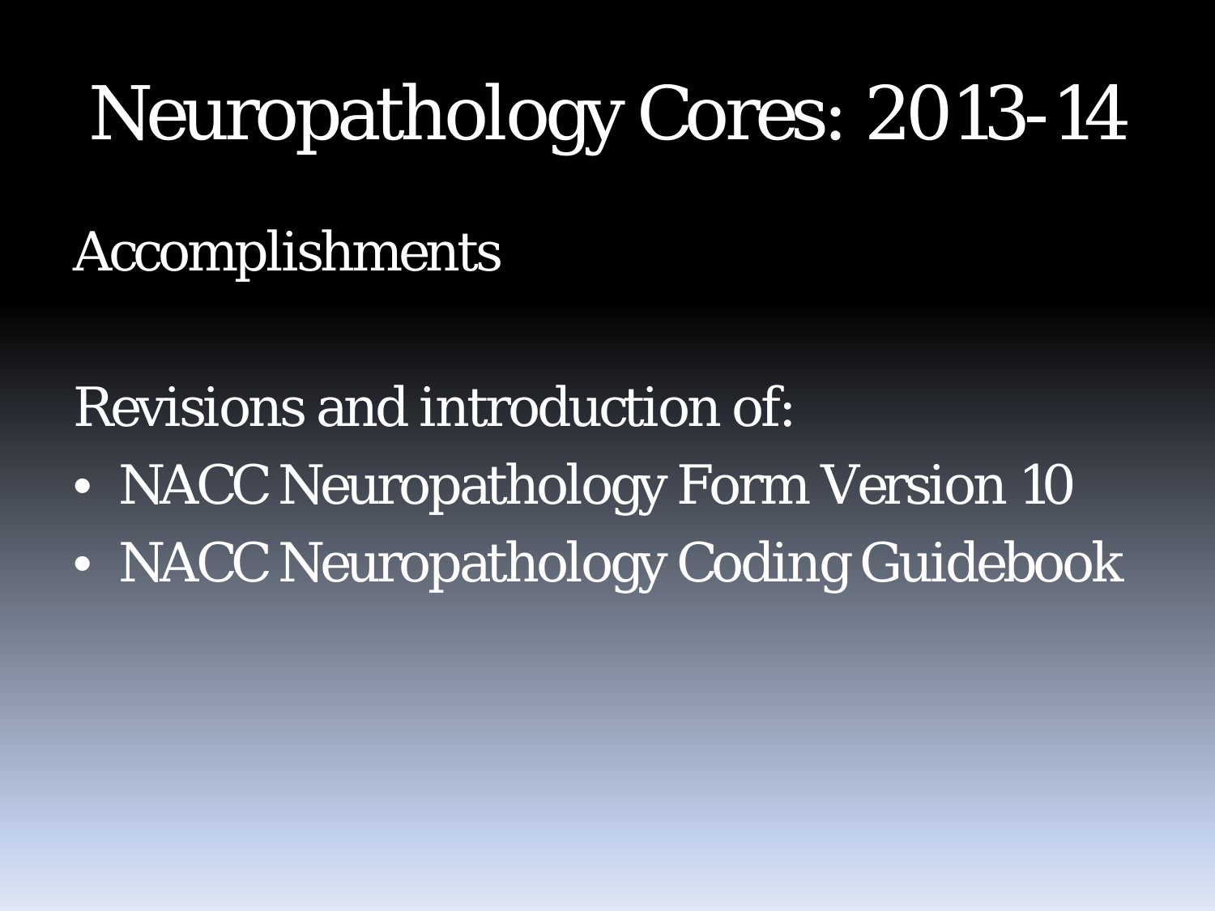# Neuropathology Cores: 2013-14

Accomplishments

Revisions and introduction of:

- NACC Neuropathology Form Version 10
- NACC Neuropathology Coding Guidebook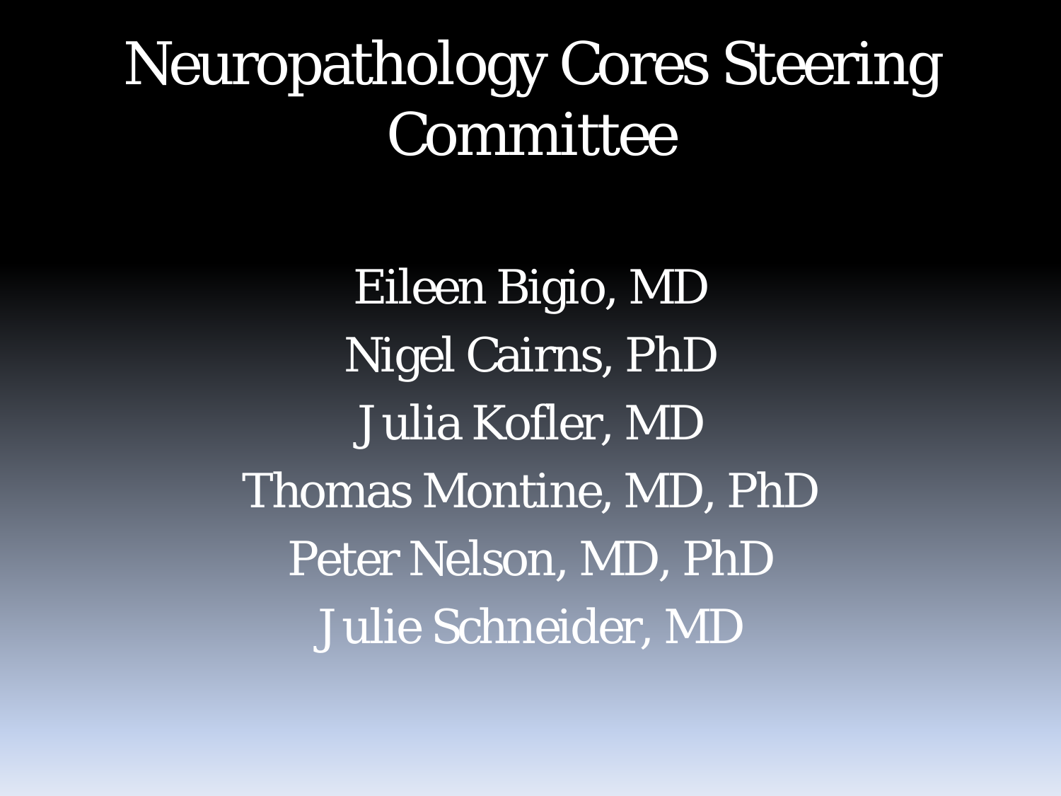# Neuropathology Cores Steering Committee

Eileen Bigio, MD

Nigel Cairns, PhD

Julia Kofler, MD

Thomas Montine, MD, PhD

Peter Nelson, MD, PhD

Julie Schneider, MD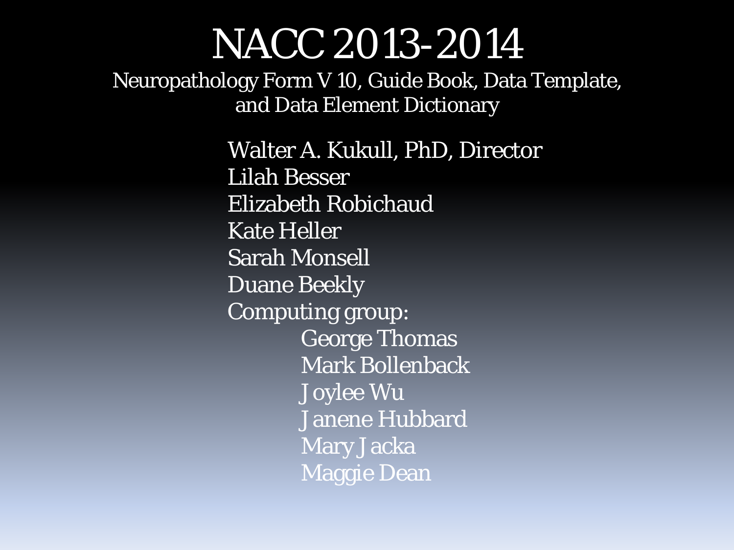# NACC 2013-2014

## Neuropathology Form V 10, Guide Book, Data Template, and Data Element Dictionary

Walter A. Kukull, PhD, Director  
Lilah Besser  
Elizabeth Robichaud  
Kate Heller  
Sarah Monsell  
Duane Beekly  
Computing group:

- George Thomas
- Mark Bollenback
- Joylee Wu
- Janene Hubbard
- Mary Jacka
- Maggie Dean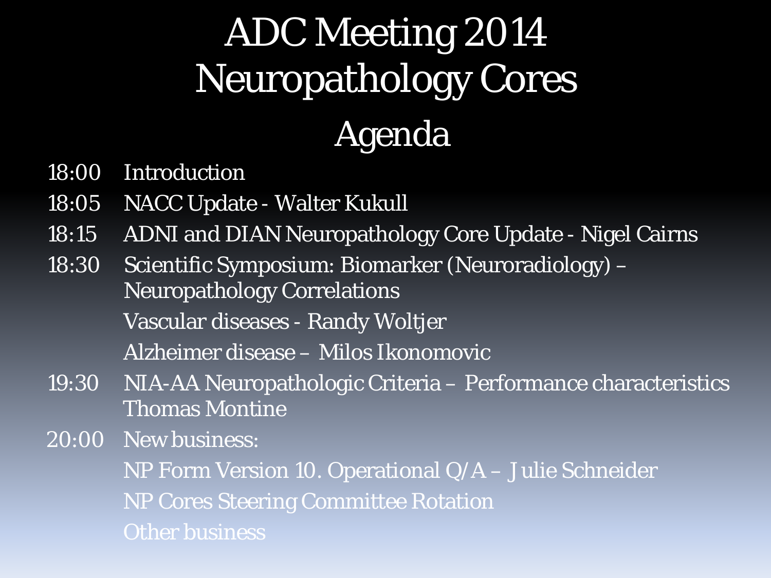# ADC Meeting 2014
# Neuropathology Cores

## Agenda

| | |
|---|---|
| 18:00 | Introduction |
| 18:05 | NACC Update - Walter Kukull |
| 18:15 | ADNI and DIAN Neuropathology Core Update - Nigel Cairns |
| 18:30 | Scientific Symposium: Biomarker (Neuroradiology) – Neuropathology Correlations |
| | Vascular diseases - Randy Woltjer |
| | Alzheimer disease – Milos Ikonomovic |
| 19:30 | NIA-AA Neuropathologic Criteria – Performance characteristics Thomas Montine |
| 20:00 | New business: |
| | NP Form Version 10. Operational Q/A – Julie Schneider |
| | NP Cores Steering Committee Rotation |
| | Other business |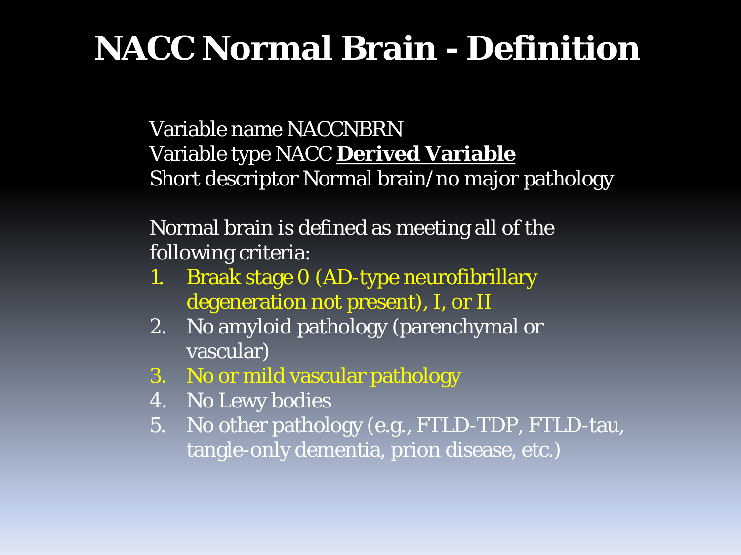# NACC Normal Brain - Definition

Variable name NACCNBRN
Variable type NACC **Derived Variable**
Short descriptor Normal brain/no major pathology

Normal brain is defined as meeting all of the following criteria:

1. Braak stage 0 (AD-type neurofibrillary degeneration not present), I, or II
2. No amyloid pathology (parenchymal or vascular)
3. No or mild vascular pathology
4. No Lewy bodies
5. No other pathology (e.g., FTLD-TDP, FTLD-tau, tangle-only dementia, prion disease, etc.)